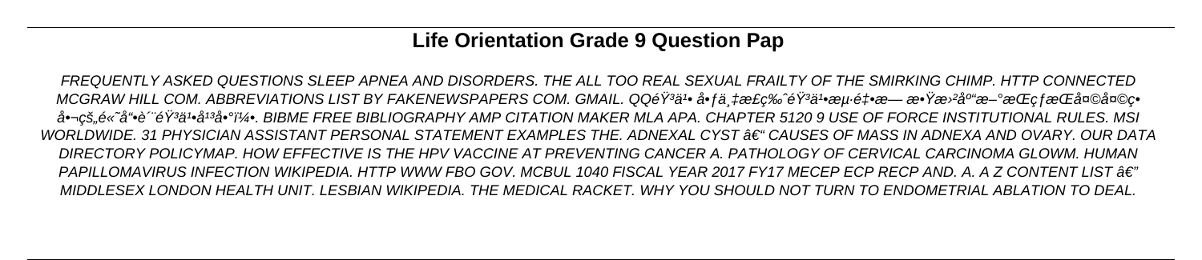# Life Orientation Grade 9 Question Pap

*FREQUENTLY ASKED QUESTIONS SLEEP APNEA AND DISORDERS. THE ALL TOO REAL SEXUAL FRAILTY OF THE SMIRKING CHIMP. HTTP CONNECTED MCGRAW HILL COM. ABBREVIATIONS LIST BY FAKENEWSPAPERS COM. GMAIL. QQéŸ³ä¹• å•ƒä¸‡æ£ç‰ˆéŸ³ä¹•æµ·é‡•æ— æ•Ÿæ›²åº"æ–°æŒçƒæŒå¤©å¤©ç• å•¬çš„é«˜å"•è´¨éŸ³ä¹•å¹³å°ï¼•. BIBME FREE BIBLIOGRAPHY AMP CITATION MAKER MLA APA. CHAPTER 5120 9 USE OF FORCE INSTITUTIONAL RULES. MSI WORLDWIDE. 31 PHYSICIAN ASSISTANT PERSONAL STATEMENT EXAMPLES THE. ADNEXAL CYST â€" CAUSES OF MASS IN ADNEXA AND OVARY. OUR DATA DIRECTORY POLICYMAP. HOW EFFECTIVE IS THE HPV VACCINE AT PREVENTING CANCER A. PATHOLOGY OF CERVICAL CARCINOMA GLOWM. HUMAN PAPILLOMAVIRUS INFECTION WIKIPEDIA. HTTP WWW FBO GOV. MCBUL 1040 FISCAL YEAR 2017 FY17 MECEP ECP RECP AND. A. A Z CONTENT LIST â€" MIDDLESEX LONDON HEALTH UNIT. LESBIAN WIKIPEDIA. THE MEDICAL RACKET. WHY YOU SHOULD NOT TURN TO ENDOMETRIAL ABLATION TO DEAL.*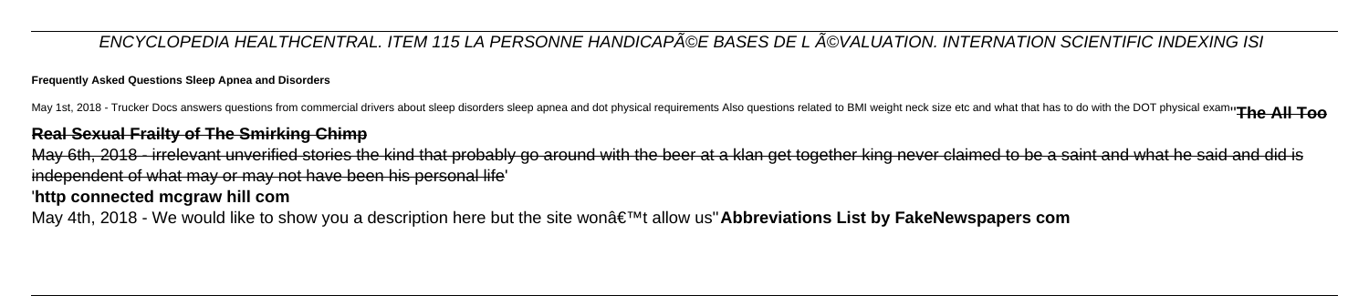ENCYCLOPEDIA HEALTHCENTRAL. ITEM 115 LA PERSONNE HANDICAPÃ©E BASES DE L Ã©VALUATION. INTERNATION SCIENTIFIC INDEXING ISI

**Frequently Asked Questions Sleep Apnea and Disorders**

May 1st, 2018 - Trucker Docs answers questions from commercial drivers about sleep disorders sleep apnea and dot physical requirements Also questions related to BMI weight neck size etc and what that has to do with the DOT physical exam''**The All Too Real Sexual Frailty of The Smirking Chimp**

May 6th, 2018 - irrelevant unverified stories the kind that probably go around with the beer at a klan get together king never claimed to be a saint and what he said and did is independent of what may or may not have been his personal life'

'**http connected mcgraw hill com**

May 4th, 2018 - We would like to show you a description here but the site wonâ€™t allow us''**Abbreviations List by FakeNewspapers com**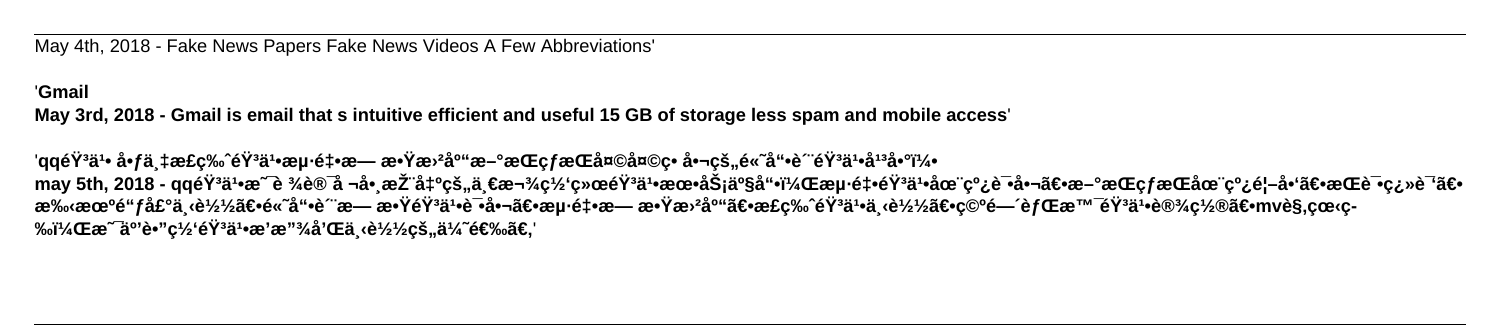May 4th, 2018 - Fake News Papers Fake News Videos A Few Abbreviations'

'**Gmail**

**May 3rd, 2018 - Gmail is email that s intuitive efficient and useful 15 GB of storage less spam and mobile access**'

'**qqéŸ³ä¹• å•ƒä¸‡æ£ç‰ˆéŸ³ä¹•æµ·é‡•æ— æ•Ÿæ›²åº“æ–°æŒçƒæŒå¤©©ç• å•¬çš„é«˜å“•è´¨éŸ³ä¹•å¹³å•°ï¼•**
**may 5th, 2018 - qqéŸ³ä¹•æ˜¯è ¾è®¯å ¬å•¸æŽ¨å‡ºçš„ä¸€æ¬¾ç½‘ç»œéŸ³ä¹•æœ•åŠ¡äº§å“•ï¼Œæµ·é‡•éŸ³ä¹•åœ¨çº¿è¯•å•¬ã€•æ–°æŒçƒæŒåœ¨çº¿é¦–å•‘ã€•æŒè¯•ç¿»è¯‘ã€•æ‰‹æœºé“ƒå£°ä¸‹è½½ã€•é«˜å“•è´¨æ— æ•ŸéŸ³ä¹•è¯•å•¬ã€•æµ·é‡•æ— æ•Ÿæ›²åº“ã€•æ£ç‰ˆéŸ³ä¹•ä¸‹è½½ã€•ç©ºé—´èƒŒæ™¯éŸ³ä¹•è®¾ç½®ã€•mvè§‚çœ‹ç­‰ï¼Œæ˜¯äº’è•”ç½‘éŸ³ä¹•æ'’æ”¾å'Œä¸‹è½½çš„ä¼˜é€‰ã€‚**'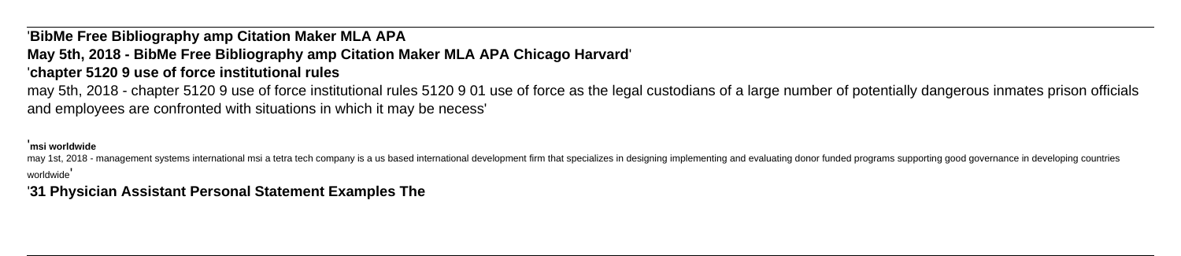'**BibMe Free Bibliography amp Citation Maker MLA APA**
**May 5th, 2018 - BibMe Free Bibliography amp Citation Maker MLA APA Chicago Harvard**'
'**chapter 5120 9 use of force institutional rules**

may 5th, 2018 - chapter 5120 9 use of force institutional rules 5120 9 01 use of force as the legal custodians of a large number of potentially dangerous inmates prison officials and employees are confronted with situations in which it may be necess'

'**msi worldwide**

may 1st, 2018 - management systems international msi a tetra tech company is a us based international development firm that specializes in designing implementing and evaluating donor funded programs supporting good governance in developing countries worldwide'

'**31 Physician Assistant Personal Statement Examples The**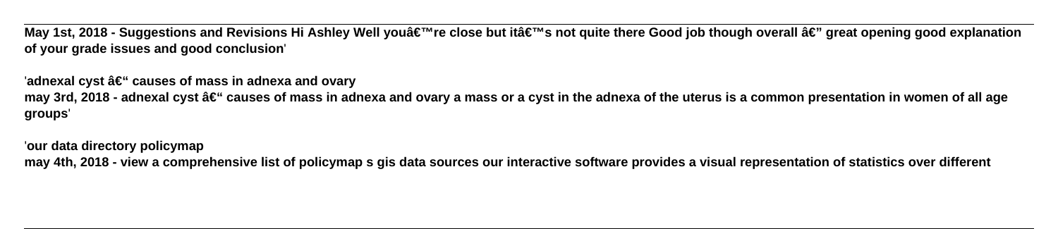**May 1st, 2018 - Suggestions and Revisions Hi Ashley Well youâ€™re close but itâ€™s not quite there Good job though overall â€" great opening good explanation of your grade issues and good conclusion**'

'**adnexal cyst â€" causes of mass in adnexa and ovary**
**may 3rd, 2018 - adnexal cyst â€" causes of mass in adnexa and ovary a mass or a cyst in the adnexa of the uterus is a common presentation in women of all age groups**'

'**our data directory policymap**
**may 4th, 2018 - view a comprehensive list of policymap s gis data sources our interactive software provides a visual representation of statistics over different**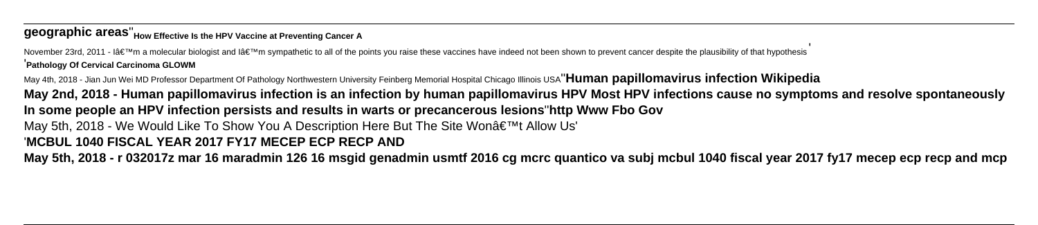**geographic areas**''**How Effective Is the HPV Vaccine at Preventing Cancer A**

November 23rd, 2011 - Iâ€™m a molecular biologist and Iâ€™m sympathetic to all of the points you raise these vaccines have indeed not been shown to prevent cancer despite the plausibility of that hypothesis'

'**Pathology Of Cervical Carcinoma GLOWM**

May 4th, 2018 - Jian Jun Wei MD Professor Department Of Pathology Northwestern University Feinberg Memorial Hospital Chicago Illinois USA''**Human papillomavirus infection Wikipedia**

**May 2nd, 2018 - Human papillomavirus infection is an infection by human papillomavirus HPV Most HPV infections cause no symptoms and resolve spontaneously In some people an HPV infection persists and results in warts or precancerous lesions**''**http Www Fbo Gov**

May 5th, 2018 - We Would Like To Show You A Description Here But The Site Wonâ€™t Allow Us'

'**MCBUL 1040 FISCAL YEAR 2017 FY17 MECEP ECP RECP AND**

**May 5th, 2018 - r 032017z mar 16 maradmin 126 16 msgid genadmin usmtf 2016 cg mcrc quantico va subj mcbul 1040 fiscal year 2017 fy17 mecep ecp recp and mcp**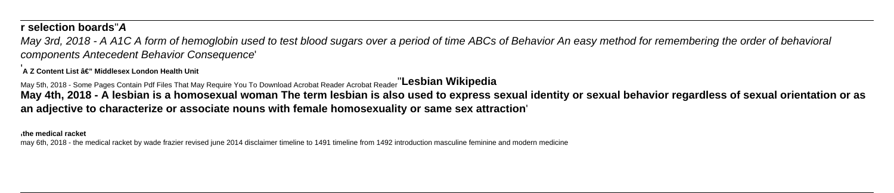**r selection boards**''***A***

*May 3rd, 2018 - A A1C A form of hemoglobin used to test blood sugars over a period of time ABCs of Behavior An easy method for remembering the order of behavioral components Antecedent Behavior Consequence*'

'**A Z Content List â€" Middlesex London Health Unit**

May 5th, 2018 - Some Pages Contain Pdf Files That May Require You To Download Acrobat Reader Acrobat Reader''**Lesbian Wikipedia**

**May 4th, 2018 - A lesbian is a homosexual woman The term lesbian is also used to express sexual identity or sexual behavior regardless of sexual orientation or as an adjective to characterize or associate nouns with female homosexuality or same sex attraction**'

'**the medical racket**

may 6th, 2018 - the medical racket by wade frazier revised june 2014 disclaimer timeline to 1491 timeline from 1492 introduction masculine feminine and modern medicine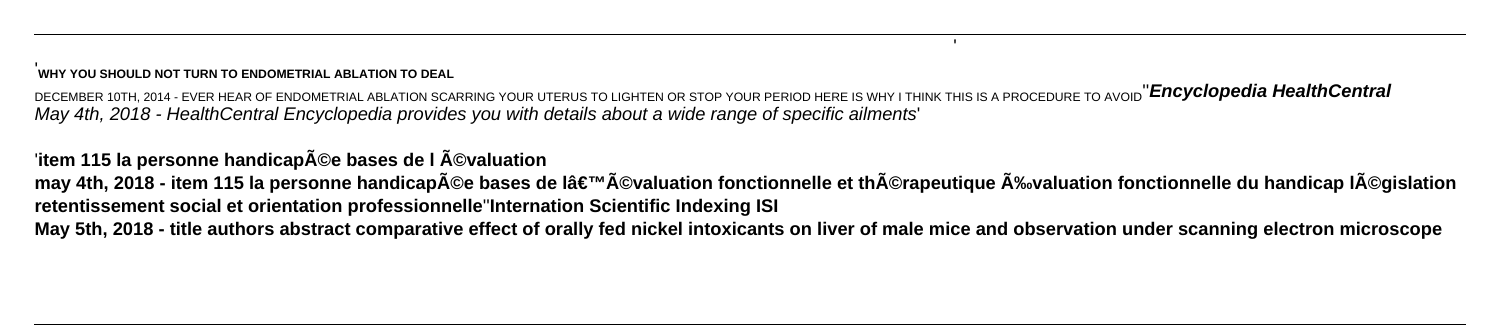'**WHY YOU SHOULD NOT TURN TO ENDOMETRIAL ABLATION TO DEAL**

DECEMBER 10TH, 2014 - EVER HEAR OF ENDOMETRIAL ABLATION SCARRING YOUR UTERUS TO LIGHTEN OR STOP YOUR PERIOD HERE IS WHY I THINK THIS IS A PROCEDURE TO AVOID''***Encyclopedia HealthCentral***
*May 4th, 2018 - HealthCentral Encyclopedia provides you with details about a wide range of specific ailments*'

'**item 115 la personne handicapÃ©e bases de l Ã©valuation**

**may 4th, 2018 - item 115 la personne handicapÃ©e bases de lâ€™Ã©valuation fonctionnelle et thÃ©rapeutique Ã‰valuation fonctionnelle du handicap lÃ©gislation retentissement social et orientation professionnelle**''**Internation Scientific Indexing ISI**
**May 5th, 2018 - title authors abstract comparative effect of orally fed nickel intoxicants on liver of male mice and observation under scanning electron microscope**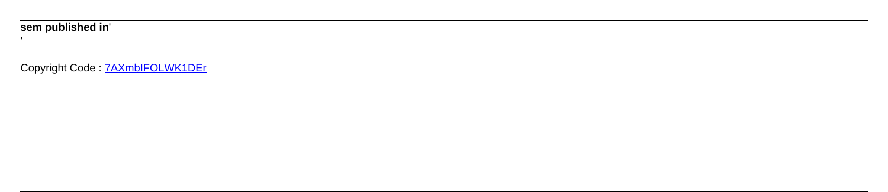**sem published in**'

'

Copyright Code : [7AXmbIFOLWK1DEr]